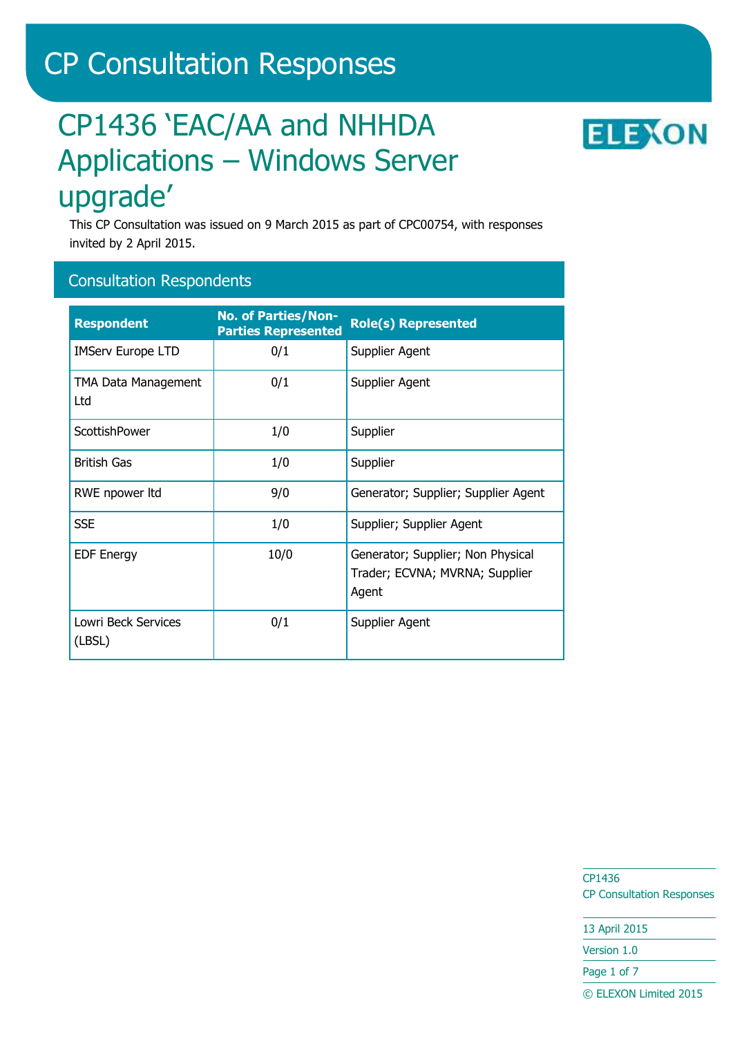# CP Consultation Responses

## CP1436 'EAC/AA and NHHDA Applications – Windows Server upgrade'

This CP Consultation was issued on 9 March 2015 as part of CPC00754, with responses invited by 2 April 2015.

### Consultation Respondents

| Respondent | No. of Parties/Non-Parties Represented | Role(s) Represented |
|---|---|---|
| IMServ Europe LTD | 0/1 | Supplier Agent |
| TMA Data Management Ltd | 0/1 | Supplier Agent |
| ScottishPower | 1/0 | Supplier |
| British Gas | 1/0 | Supplier |
| RWE npower ltd | 9/0 | Generator; Supplier; Supplier Agent |
| SSE | 1/0 | Supplier; Supplier Agent |
| EDF Energy | 10/0 | Generator; Supplier; Non Physical Trader; ECVNA; MVRNA; Supplier Agent |
| Lowri Beck Services (LBSL) | 0/1 | Supplier Agent |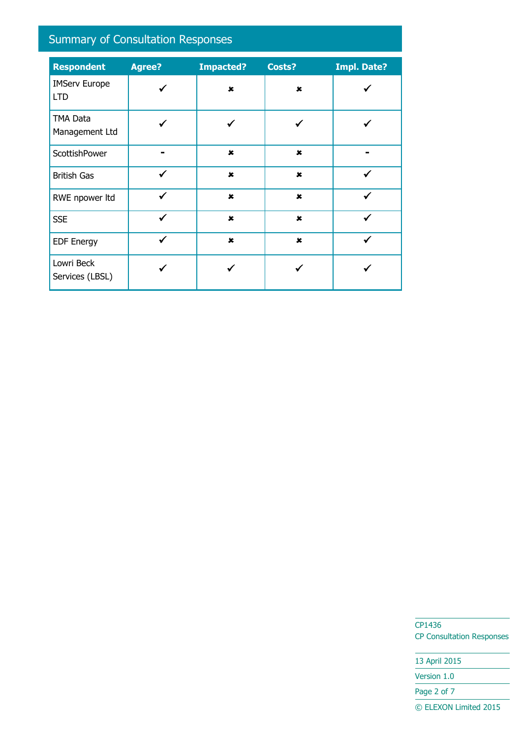## Summary of Consultation Responses

| Respondent | Agree? | Impacted? | Costs? | Impl. Date? |
|---|---|---|---|---|
| IMServ Europe LTD | ✓ | ✗ | ✗ | ✓ |
| TMA Data Management Ltd | ✓ | ✓ | ✓ | ✓ |
| ScottishPower | - | ✗ | ✗ | - |
| British Gas | ✓ | ✗ | ✗ | ✓ |
| RWE npower ltd | ✓ | ✗ | ✗ | ✓ |
| SSE | ✓ | ✗ | ✗ | ✓ |
| EDF Energy | ✓ | ✗ | ✗ | ✓ |
| Lowri Beck Services (LBSL) | ✓ | ✓ | ✓ | ✓ |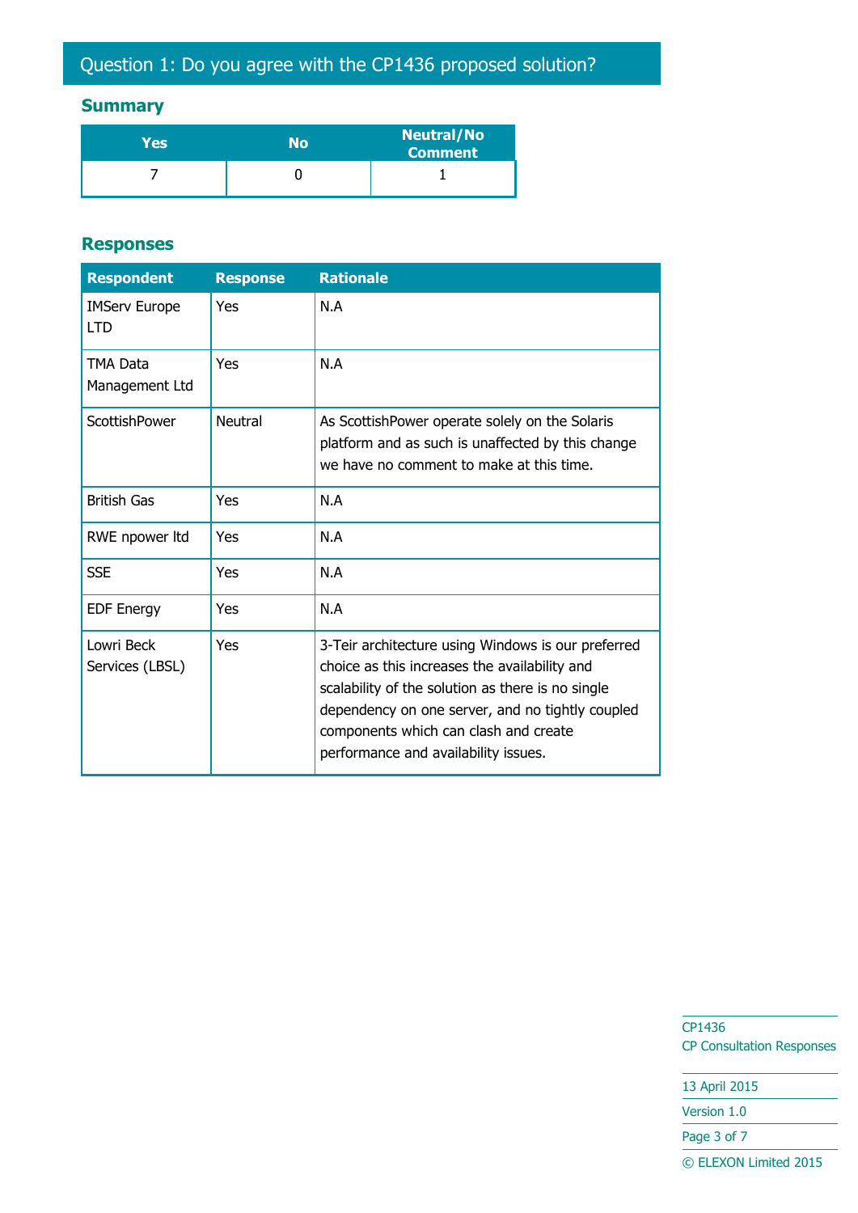## Question 1: Do you agree with the CP1436 proposed solution?

### Summary

| Yes | No | Neutral/No Comment |
|---|---|---|
| 7 | 0 | 1 |

### Responses

| Respondent | Response | Rationale |
|---|---|---|
| IMServ Europe LTD | Yes | N.A |
| TMA Data Management Ltd | Yes | N.A |
| ScottishPower | Neutral | As ScottishPower operate solely on the Solaris platform and as such is unaffected by this change we have no comment to make at this time. |
| British Gas | Yes | N.A |
| RWE npower ltd | Yes | N.A |
| SSE | Yes | N.A |
| EDF Energy | Yes | N.A |
| Lowri Beck Services (LBSL) | Yes | 3-Teir architecture using Windows is our preferred choice as this increases the availability and scalability of the solution as there is no single dependency on one server, and no tightly coupled components which can clash and create performance and availability issues. |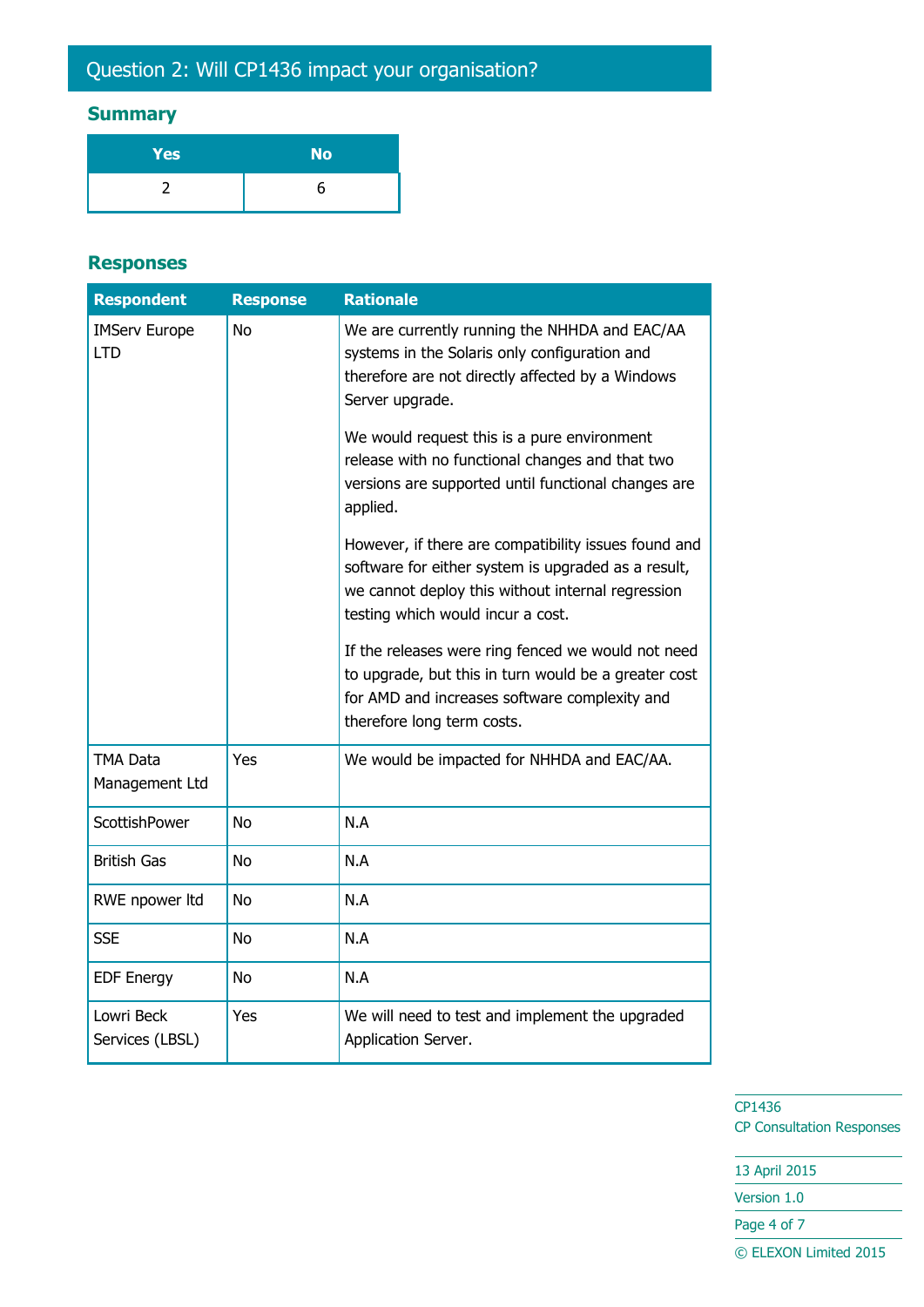## Question 2: Will CP1436 impact your organisation?

### Summary

| Yes | No |
|---|---|
| 2 | 6 |

### Responses

| Respondent | Response | Rationale |
|---|---|---|
| IMServ Europe LTD | No | We are currently running the NHHDA and EAC/AA systems in the Solaris only configuration and therefore are not directly affected by a Windows Server upgrade.<br><br>We would request this is a pure environment release with no functional changes and that two versions are supported until functional changes are applied.<br><br>However, if there are compatibility issues found and software for either system is upgraded as a result, we cannot deploy this without internal regression testing which would incur a cost.<br><br>If the releases were ring fenced we would not need to upgrade, but this in turn would be a greater cost for AMD and increases software complexity and therefore long term costs. |
| TMA Data Management Ltd | Yes | We would be impacted for NHHDA and EAC/AA. |
| ScottishPower | No | N.A |
| British Gas | No | N.A |
| RWE npower ltd | No | N.A |
| SSE | No | N.A |
| EDF Energy | No | N.A |
| Lowri Beck Services (LBSL) | Yes | We will need to test and implement the upgraded Application Server. |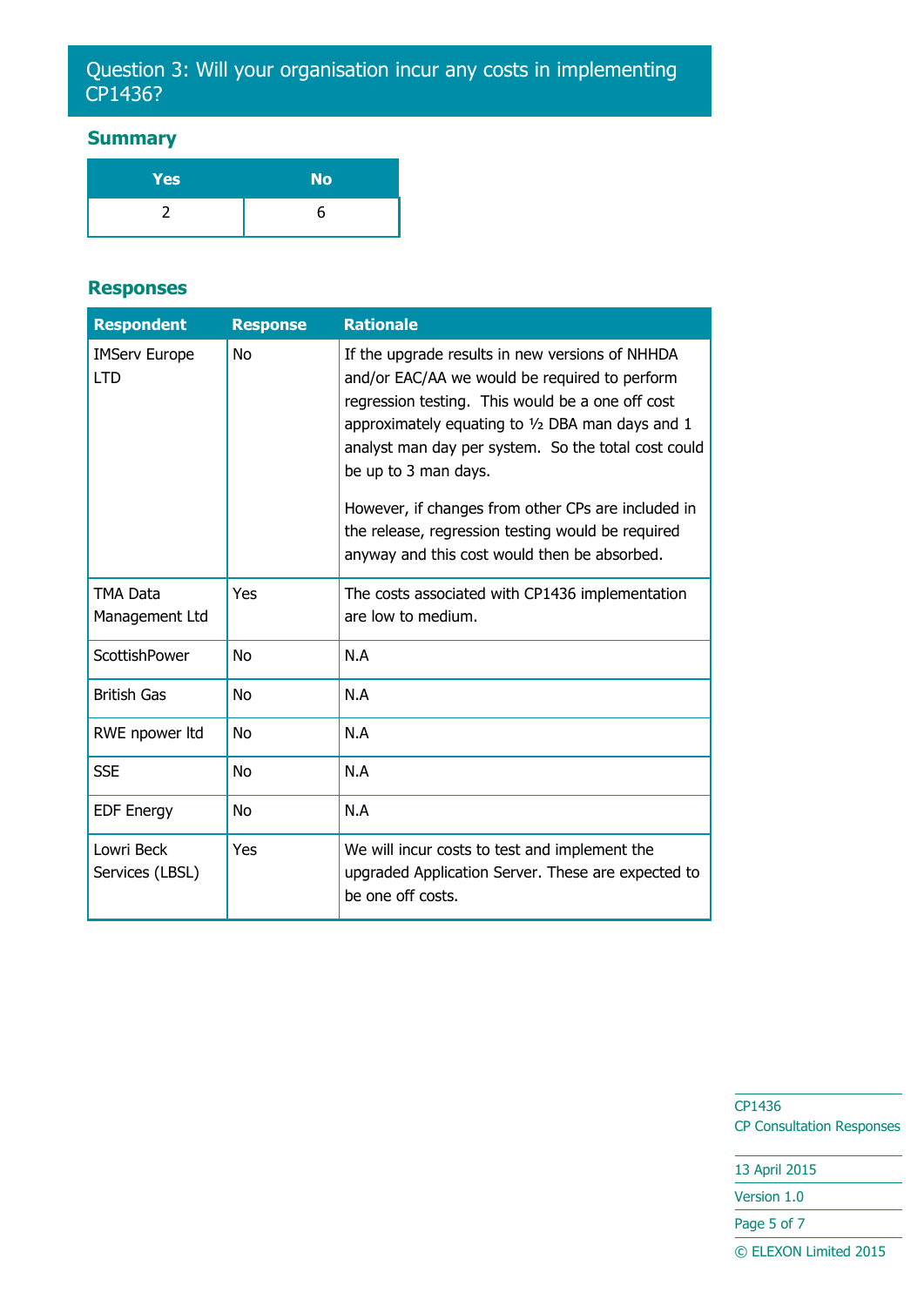## Question 3: Will your organisation incur any costs in implementing CP1436?

### Summary

| Yes | No |
|---|---|
| 2 | 6 |

### Responses

| Respondent | Response | Rationale |
|---|---|---|
| IMServ Europe LTD | No | If the upgrade results in new versions of NHHDA and/or EAC/AA we would be required to perform regression testing. This would be a one off cost approximately equating to ½ DBA man days and 1 analyst man day per system. So the total cost could be up to 3 man days.<br><br>However, if changes from other CPs are included in the release, regression testing would be required anyway and this cost would then be absorbed. |
| TMA Data Management Ltd | Yes | The costs associated with CP1436 implementation are low to medium. |
| ScottishPower | No | N.A |
| British Gas | No | N.A |
| RWE npower ltd | No | N.A |
| SSE | No | N.A |
| EDF Energy | No | N.A |
| Lowri Beck Services (LBSL) | Yes | We will incur costs to test and implement the upgraded Application Server. These are expected to be one off costs. |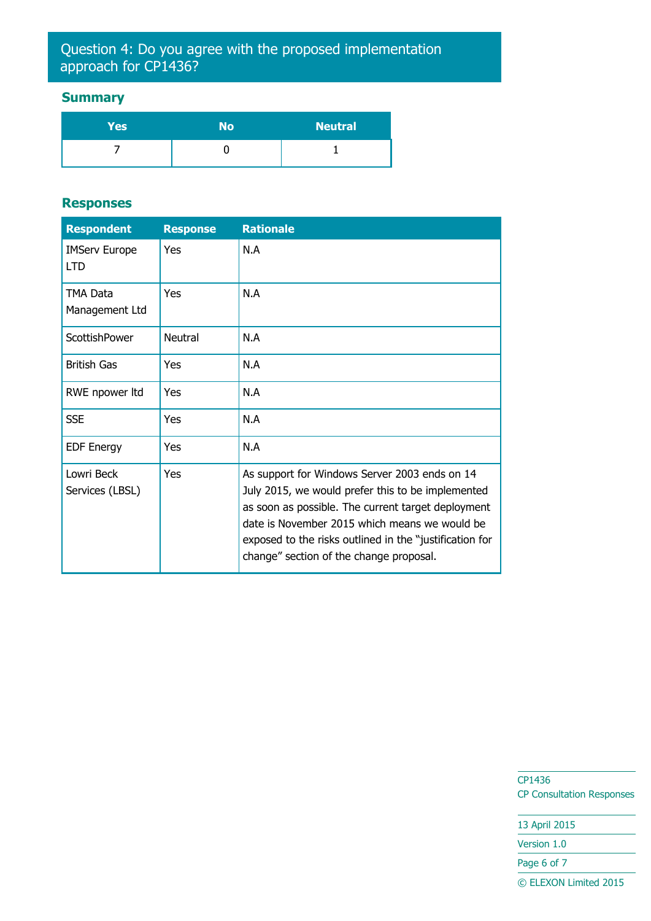## Question 4: Do you agree with the proposed implementation approach for CP1436?

### Summary

| Yes | No | Neutral |
|---|---|---|
| 7 | 0 | 1 |

### Responses

| Respondent | Response | Rationale |
|---|---|---|
| IMServ Europe LTD | Yes | N.A |
| TMA Data Management Ltd | Yes | N.A |
| ScottishPower | Neutral | N.A |
| British Gas | Yes | N.A |
| RWE npower ltd | Yes | N.A |
| SSE | Yes | N.A |
| EDF Energy | Yes | N.A |
| Lowri Beck Services (LBSL) | Yes | As support for Windows Server 2003 ends on 14 July 2015, we would prefer this to be implemented as soon as possible. The current target deployment date is November 2015 which means we would be exposed to the risks outlined in the "justification for change" section of the change proposal. |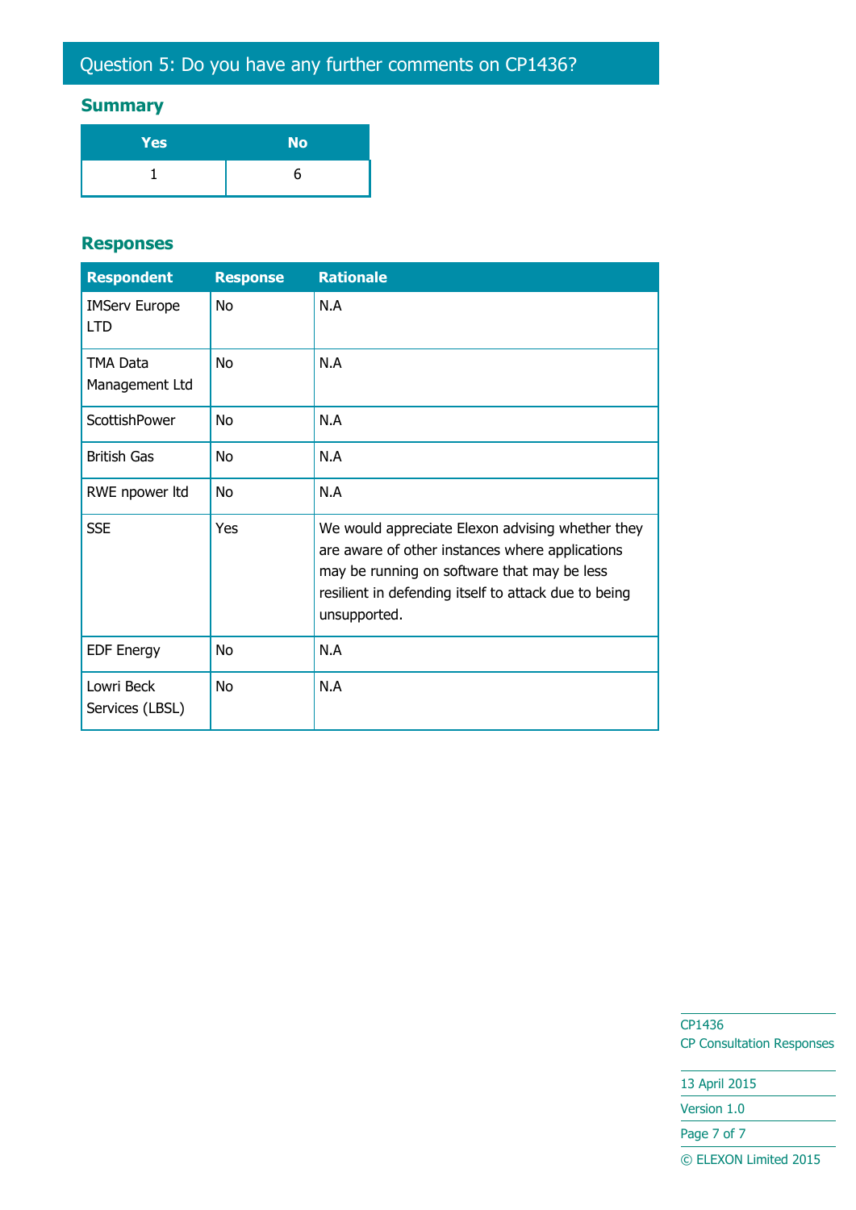## Question 5: Do you have any further comments on CP1436?

### Summary

| Yes | No |
|---|---|
| 1 | 6 |

### Responses

| Respondent | Response | Rationale |
|---|---|---|
| IMServ Europe LTD | No | N.A |
| TMA Data Management Ltd | No | N.A |
| ScottishPower | No | N.A |
| British Gas | No | N.A |
| RWE npower ltd | No | N.A |
| SSE | Yes | We would appreciate Elexon advising whether they are aware of other instances where applications may be running on software that may be less resilient in defending itself to attack due to being unsupported. |
| EDF Energy | No | N.A |
| Lowri Beck Services (LBSL) | No | N.A |